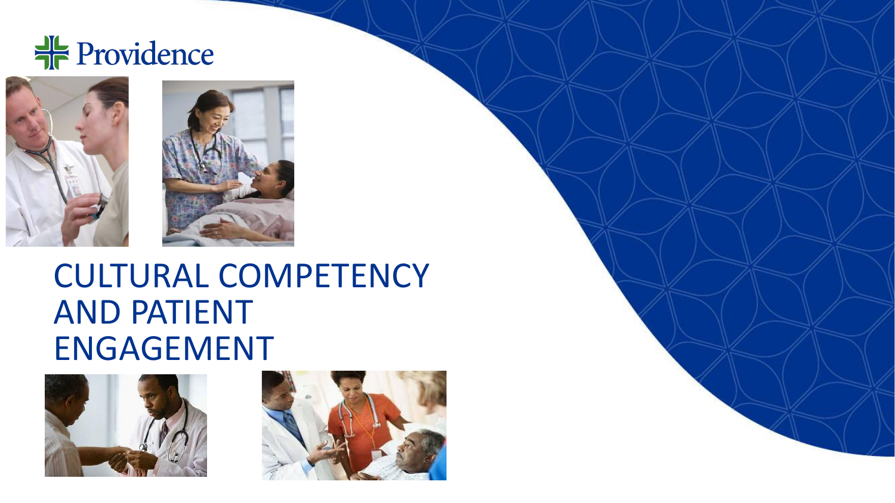Providence

# CULTURAL COMPETENCY AND PATIENT ENGAGEMENT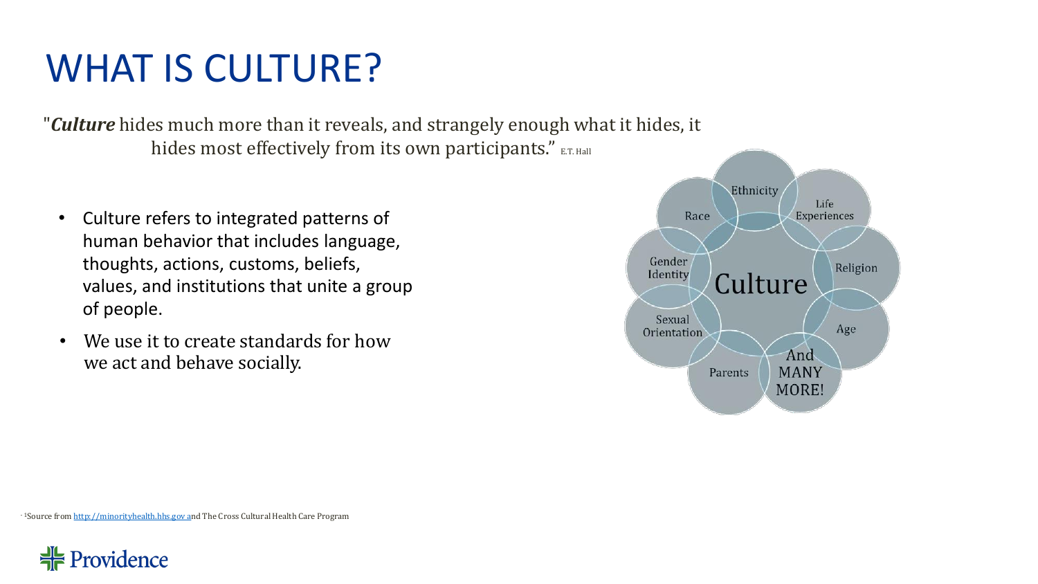# WHAT IS CULTURE?

"***Culture*** hides much more than it reveals, and strangely enough what it hides, it hides most effectively from its own participants." E.T. Hall

- Culture refers to integrated patterns of human behavior that includes language, thoughts, actions, customs, beliefs, values, and institutions that unite a group of people.
- We use it to create standards for how we act and behave socially.

Culture

Ethnicity

Life Experiences

Religion

Age

And MANY MORE!

Parents

Sexual Orientation

Gender Identity

Race

[1]Source from http://minorityhealth.hhs.gov and The Cross Cultural Health Care Program

Providence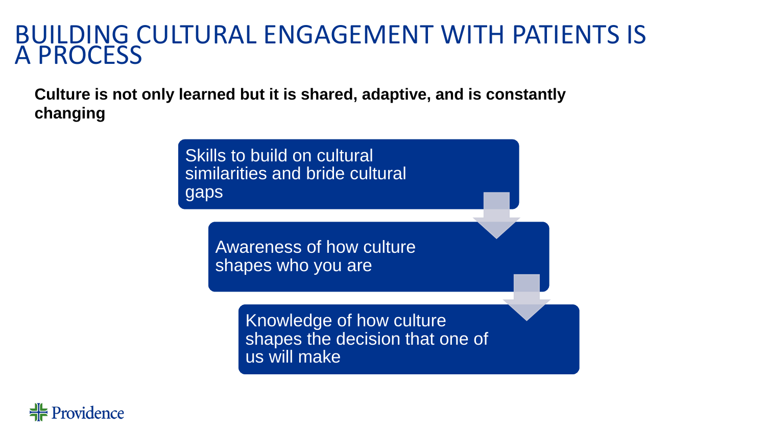# BUILDING CULTURAL ENGAGEMENT WITH PATIENTS IS A PROCESS

**Culture is not only learned but it is shared, adaptive, and is constantly changing**

- Skills to build on cultural similarities and bride cultural gaps
- Awareness of how culture shapes who you are
- Knowledge of how culture shapes the decision that one of us will make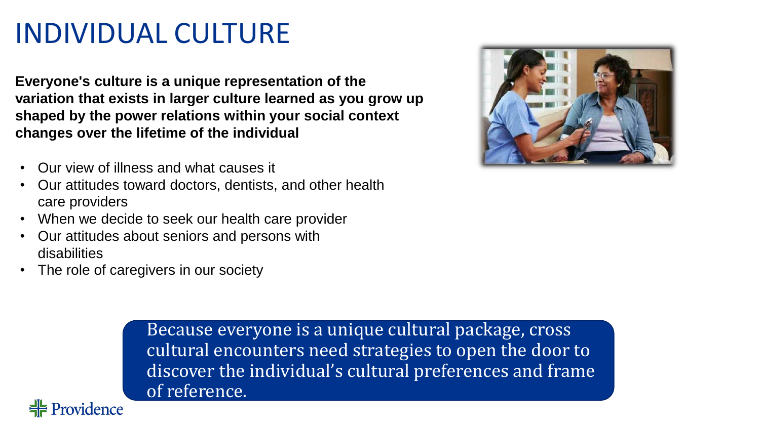# INDIVIDUAL CULTURE

**Everyone's culture is a unique representation of the variation that exists in larger culture learned as you grow up shaped by the power relations within your social context changes over the lifetime of the individual**

- Our view of illness and what causes it
- Our attitudes toward doctors, dentists, and other health care providers
- When we decide to seek our health care provider
- Our attitudes about seniors and persons with disabilities
- The role of caregivers in our society

Because everyone is a unique cultural package, cross cultural encounters need strategies to open the door to discover the individual's cultural preferences and frame of reference.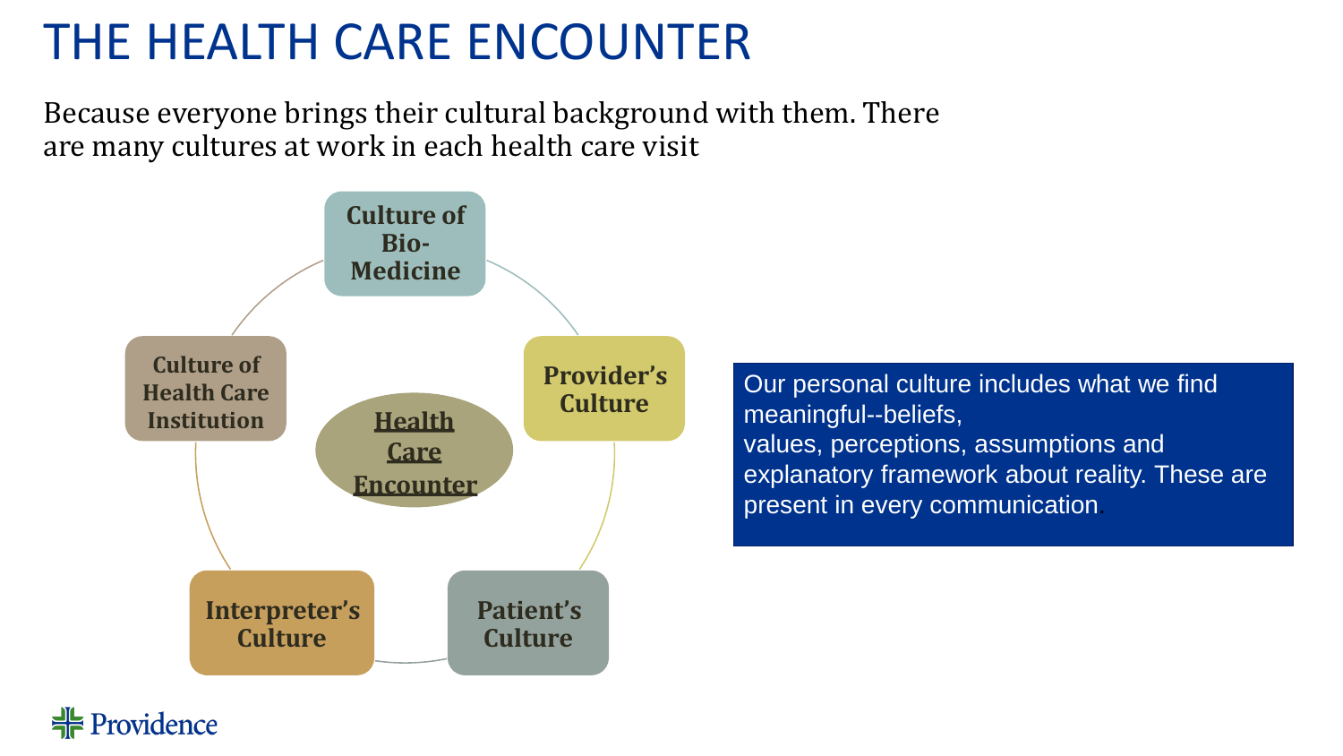# THE HEALTH CARE ENCOUNTER

Because everyone brings their cultural background with them. There are many cultures at work in each health care visit

**Health Care Encounter**

- **Culture of Bio-Medicine**
- **Provider's Culture**
- **Patient's Culture**
- **Interpreter's Culture**
- **Culture of Health Care Institution**

Our personal culture includes what we find meaningful--beliefs, values, perceptions, assumptions and explanatory framework about reality. These are present in every communication.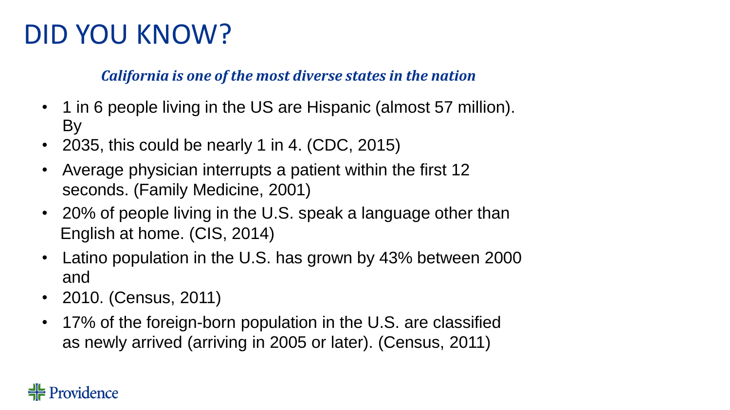# DID YOU KNOW?

***California is one of the most diverse states in the nation***

- 1 in 6 people living in the US are Hispanic (almost 57 million). By
- 2035, this could be nearly 1 in 4. (CDC, 2015)
- Average physician interrupts a patient within the first 12 seconds. (Family Medicine, 2001)
- 20% of people living in the U.S. speak a language other than English at home. (CIS, 2014)
- Latino population in the U.S. has grown by 43% between 2000 and
- 2010. (Census, 2011)
- 17% of the foreign-born population in the U.S. are classified as newly arrived (arriving in 2005 or later). (Census, 2011)

Providence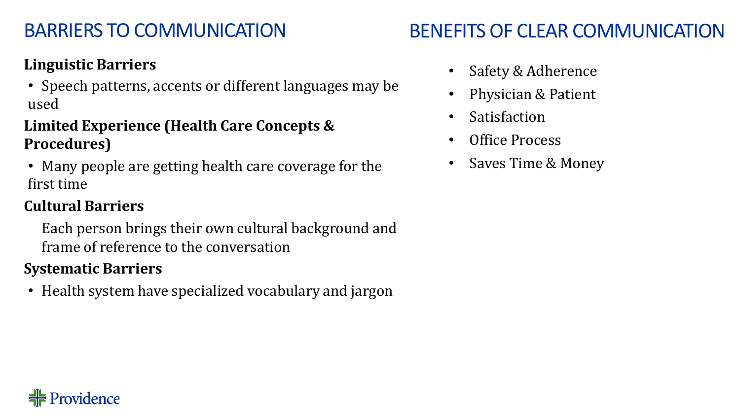## BARRIERS TO COMMUNICATION

**Linguistic Barriers**

- Speech patterns, accents or different languages may be used

**Limited Experience (Health Care Concepts & Procedures)**

- Many people are getting health care coverage for the first time

**Cultural Barriers**

Each person brings their own cultural background and frame of reference to the conversation

**Systematic Barriers**

- Health system have specialized vocabulary and jargon

## BENEFITS OF CLEAR COMMUNICATION

- Safety & Adherence
- Physician & Patient
- Satisfaction
- Office Process
- Saves Time & Money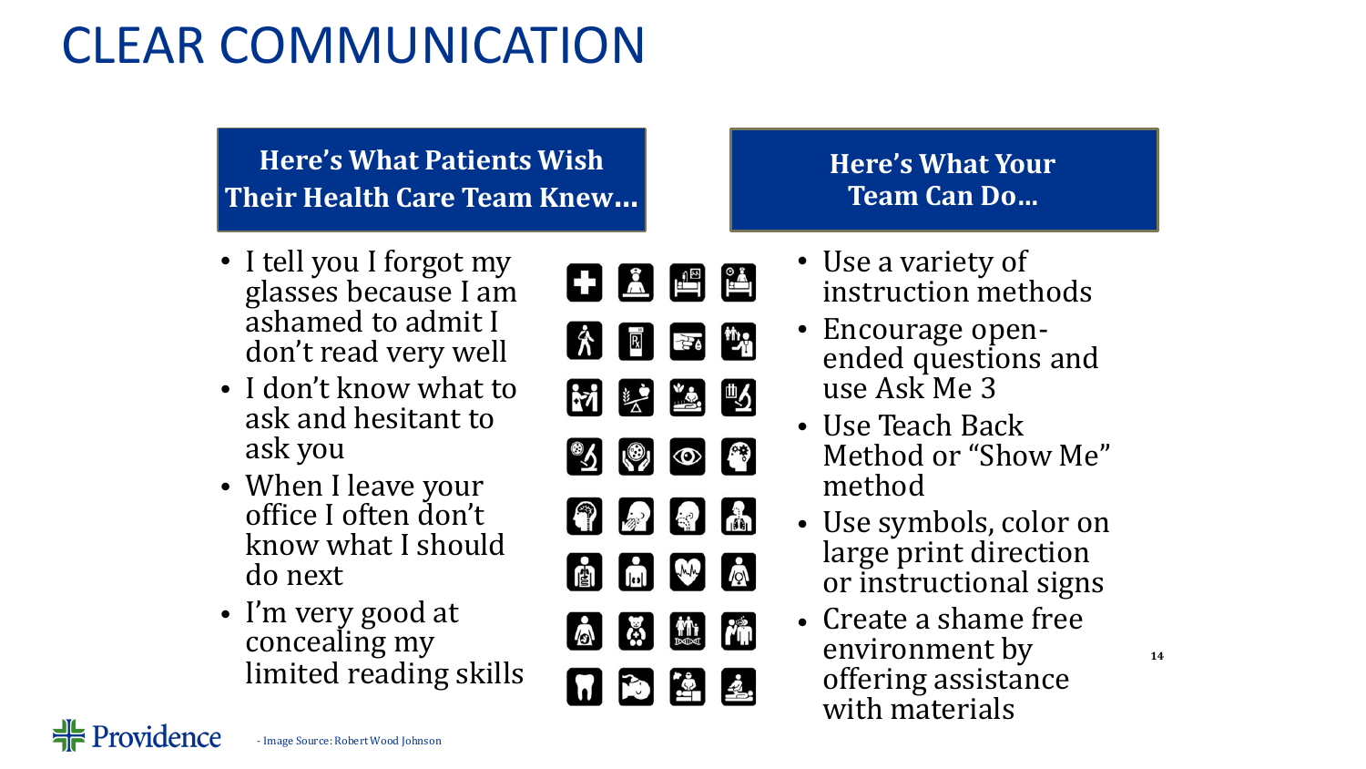# CLEAR COMMUNICATION

## Here's What Patients Wish Their Health Care Team Knew…

- I tell you I forgot my glasses because I am ashamed to admit I don't read very well
- I don't know what to ask and hesitant to ask you
- When I leave your office I often don't know what I should do next
- I'm very good at concealing my limited reading skills

## Here's What Your Team Can Do…

- Use a variety of instruction methods
- Encourage open-ended questions and use Ask Me 3
- Use Teach Back Method or "Show Me" method
- Use symbols, color on large print direction or instructional signs
- Create a shame free environment by offering assistance with materials

- Image Source: Robert Wood Johnson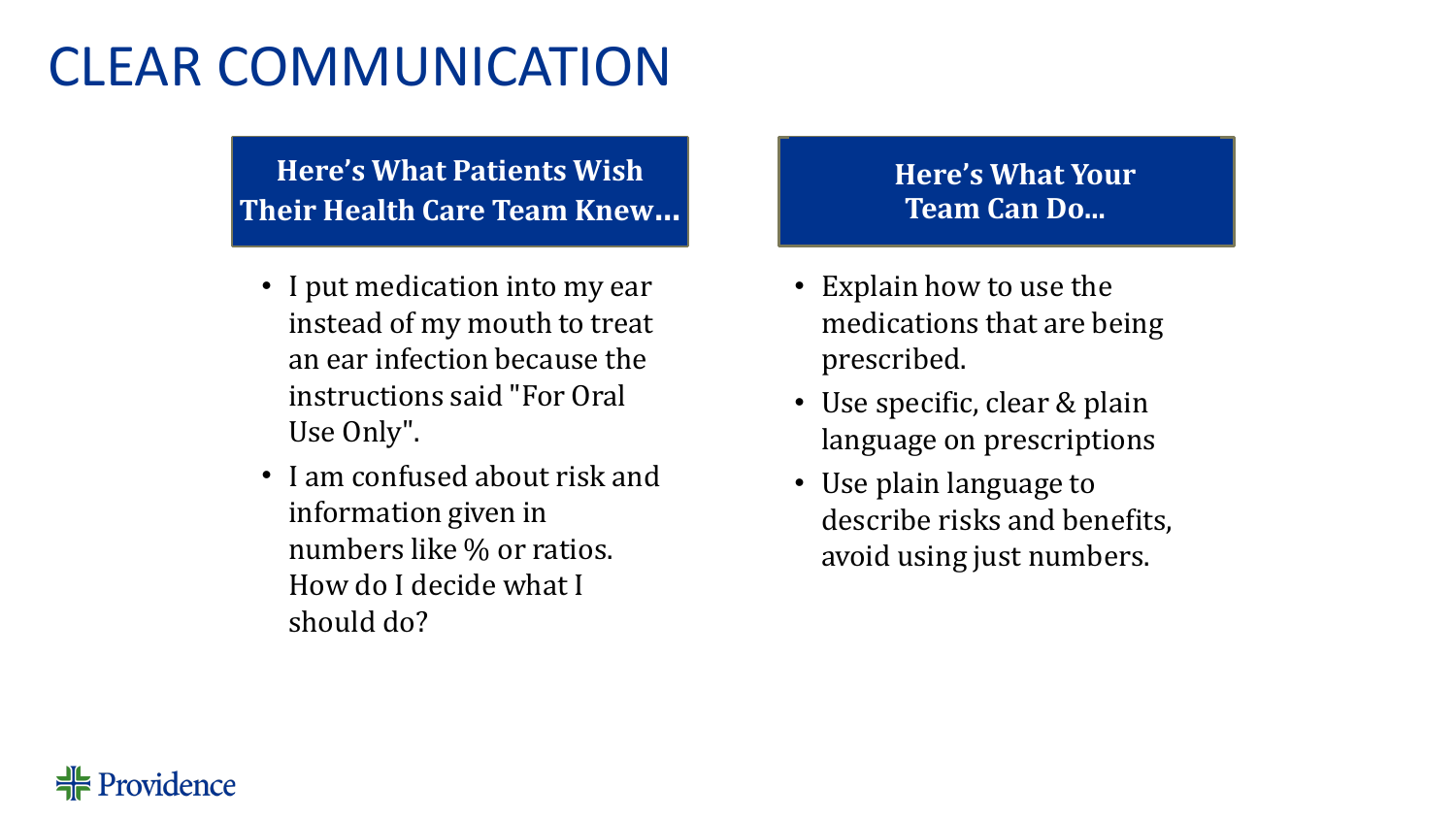# CLEAR COMMUNICATION

## Here's What Patients Wish Their Health Care Team Knew…

- I put medication into my ear instead of my mouth to treat an ear infection because the instructions said "For Oral Use Only".
- I am confused about risk and information given in numbers like % or ratios. How do I decide what I should do?

## Here's What Your Team Can Do…

- Explain how to use the medications that are being prescribed.
- Use specific, clear & plain language on prescriptions
- Use plain language to describe risks and benefits, avoid using just numbers.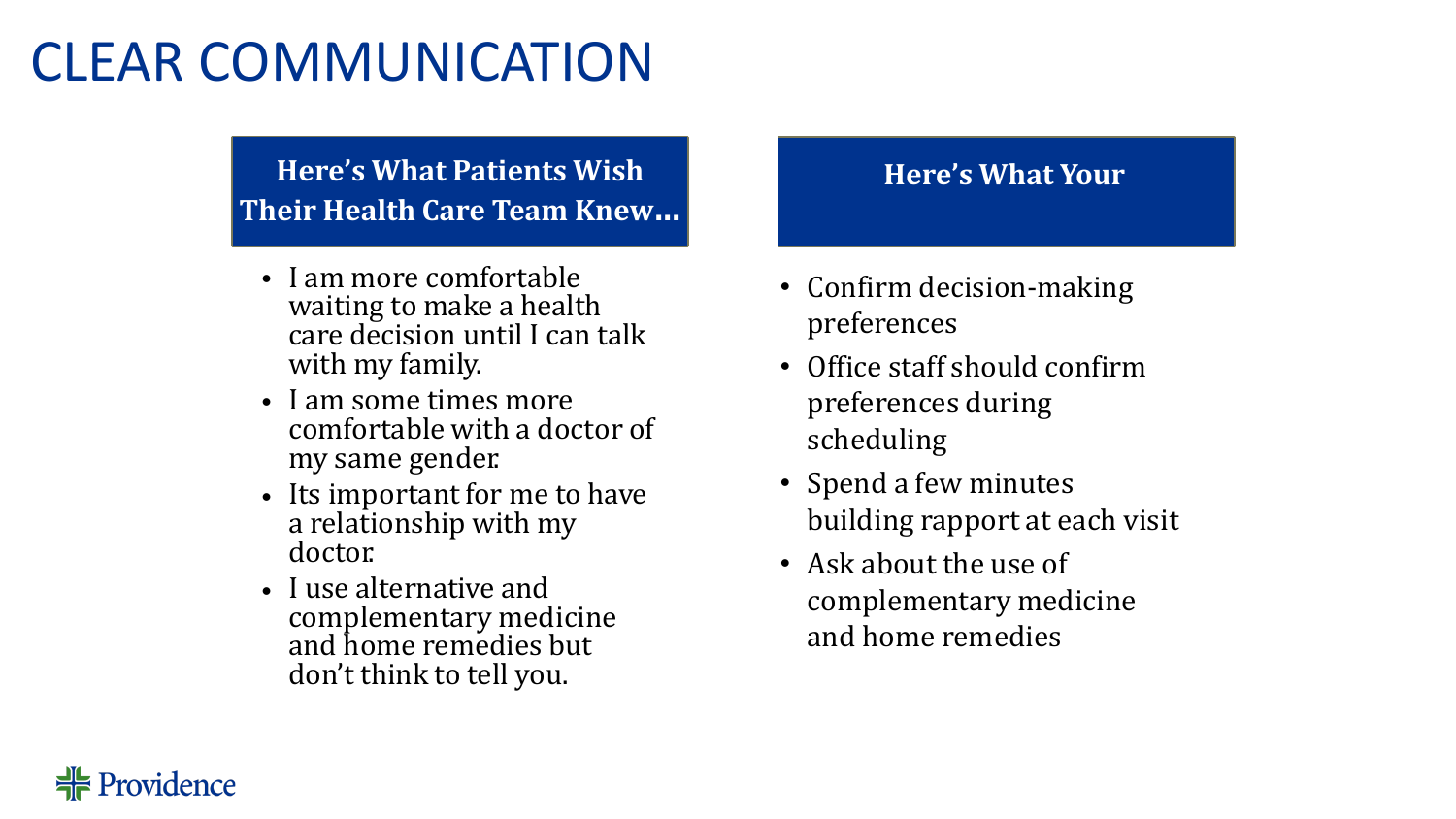# CLEAR COMMUNICATION

## Here's What Patients Wish Their Health Care Team Knew…

- I am more comfortable waiting to make a health care decision until I can talk with my family.
- I am some times more comfortable with a doctor of my same gender.
- Its important for me to have a relationship with my doctor.
- I use alternative and complementary medicine and home remedies but don't think to tell you.

## Here's What Your

- Confirm decision-making preferences
- Office staff should confirm preferences during scheduling
- Spend a few minutes building rapport at each visit
- Ask about the use of complementary medicine and home remedies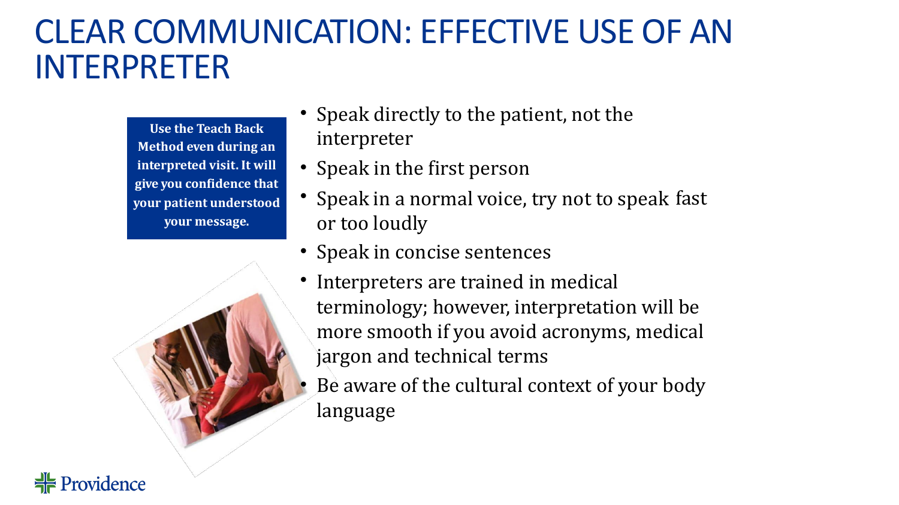# CLEAR COMMUNICATION: EFFECTIVE USE OF AN INTERPRETER

**Use the Teach Back Method even during an interpreted visit. It will give you confidence that your patient understood your message.**

- Speak directly to the patient, not the interpreter
- Speak in the first person
- Speak in a normal voice, try not to speak fast or too loudly
- Speak in concise sentences
- Interpreters are trained in medical terminology; however, interpretation will be more smooth if you avoid acronyms, medical jargon and technical terms
- Be aware of the cultural context of your body language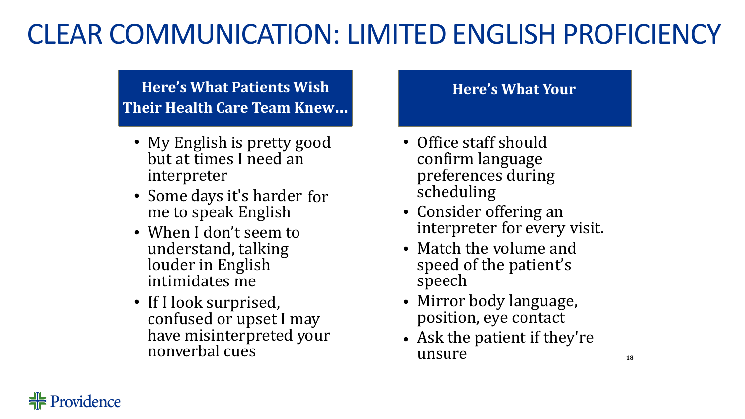# CLEAR COMMUNICATION: LIMITED ENGLISH PROFICIENCY

### Here's What Patients Wish Their Health Care Team Knew…

- My English is pretty good but at times I need an interpreter
- Some days it's harder for me to speak English
- When I don't seem to understand, talking louder in English intimidates me
- If I look surprised, confused or upset I may have misinterpreted your nonverbal cues

### Here's What Your

- Office staff should confirm language preferences during scheduling
- Consider offering an interpreter for every visit.
- Match the volume and speed of the patient's speech
- Mirror body language, position, eye contact
- Ask the patient if they're unsure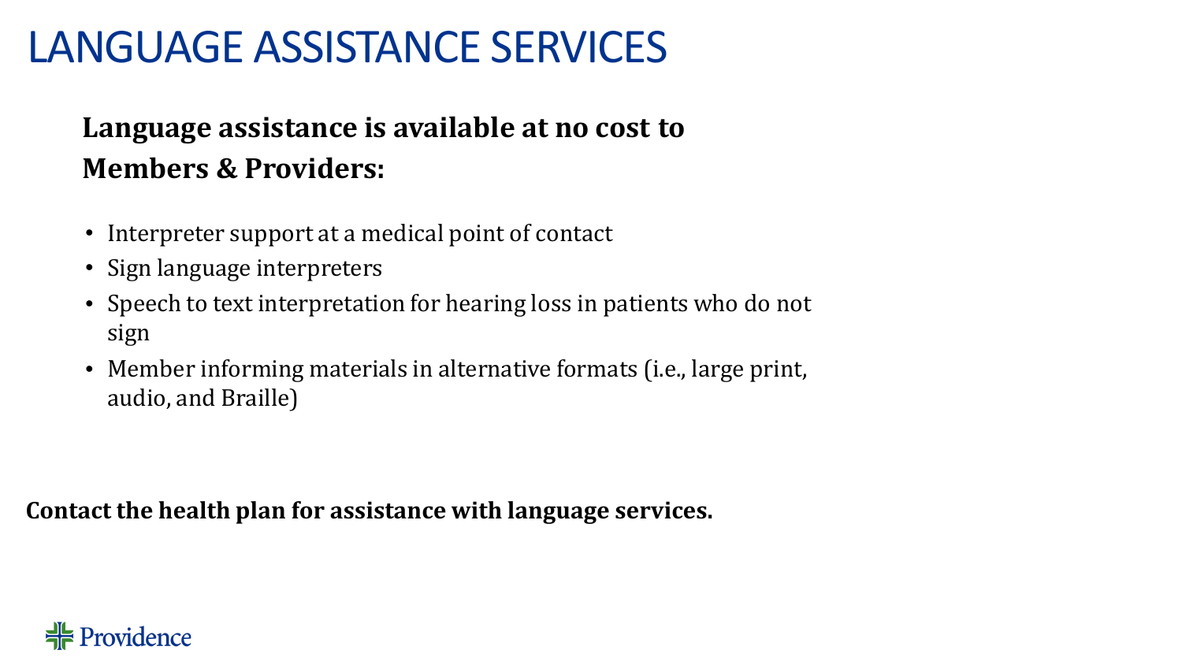# LANGUAGE ASSISTANCE SERVICES

**Language assistance is available at no cost to Members & Providers:**

- Interpreter support at a medical point of contact
- Sign language interpreters
- Speech to text interpretation for hearing loss in patients who do not sign
- Member informing materials in alternative formats (i.e., large print, audio, and Braille)

**Contact the health plan for assistance with language services.**

Providence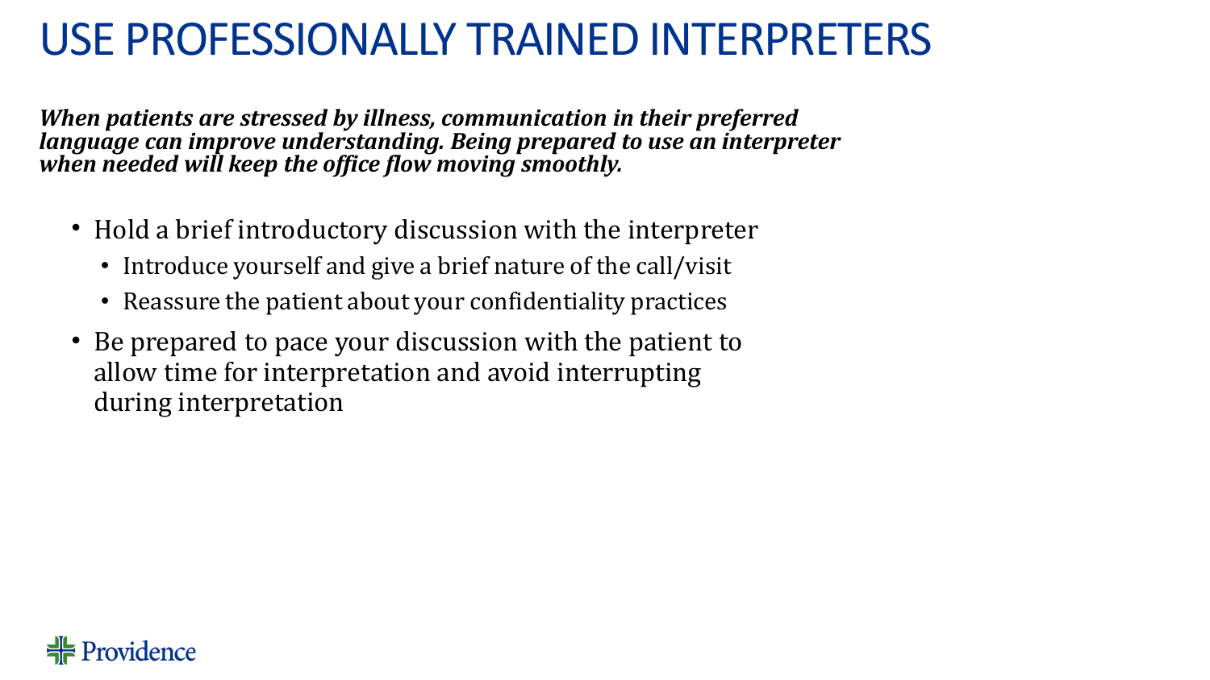# USE PROFESSIONALLY TRAINED INTERPRETERS

***When patients are stressed by illness, communication in their preferred language can improve understanding. Being prepared to use an interpreter when needed will keep the office flow moving smoothly.***

- Hold a brief introductory discussion with the interpreter
  - Introduce yourself and give a brief nature of the call/visit
  - Reassure the patient about your confidentiality practices
- Be prepared to pace your discussion with the patient to allow time for interpretation and avoid interrupting during interpretation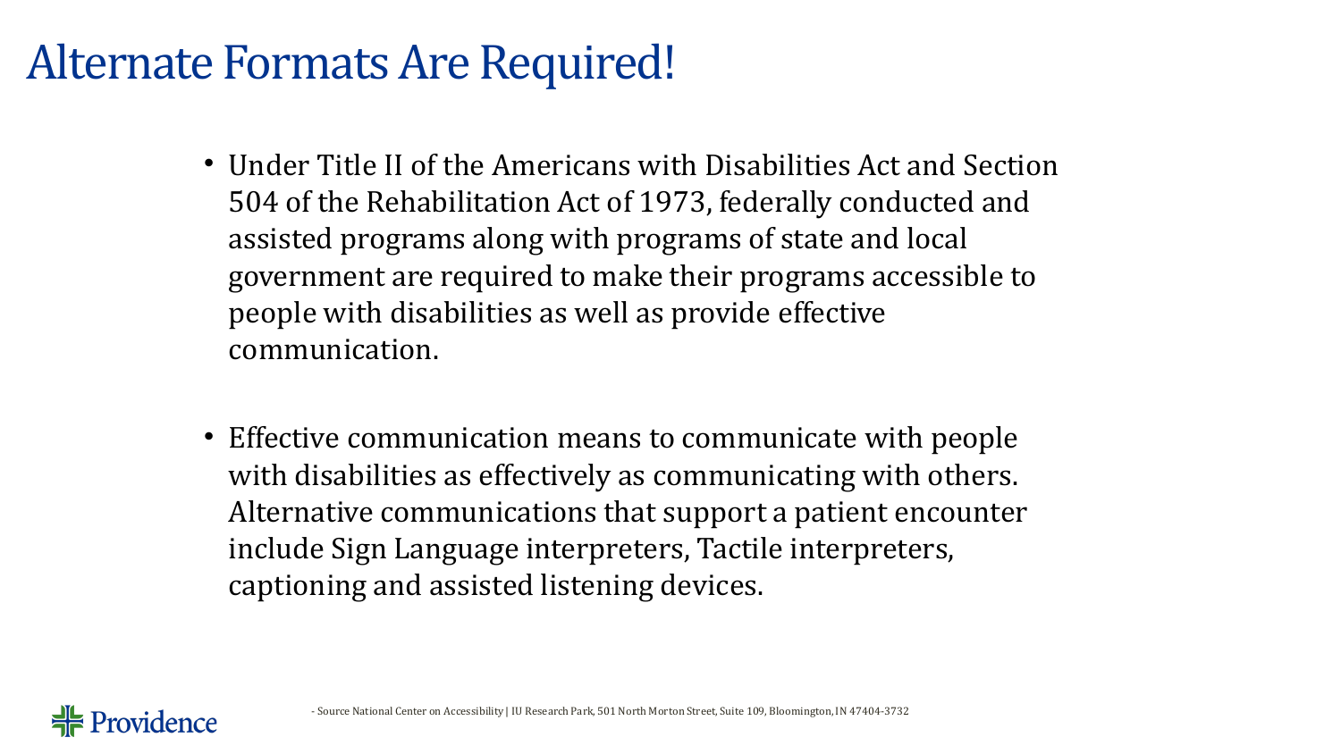# Alternate Formats Are Required!

- Under Title II of the Americans with Disabilities Act and Section 504 of the Rehabilitation Act of 1973, federally conducted and assisted programs along with programs of state and local government are required to make their programs accessible to people with disabilities as well as provide effective communication.

- Effective communication means to communicate with people with disabilities as effectively as communicating with others. Alternative communications that support a patient encounter include Sign Language interpreters, Tactile interpreters, captioning and assisted listening devices.

- Source National Center on Accessibility | IU Research Park, 501 North Morton Street, Suite 109, Bloomington, IN 47404-3732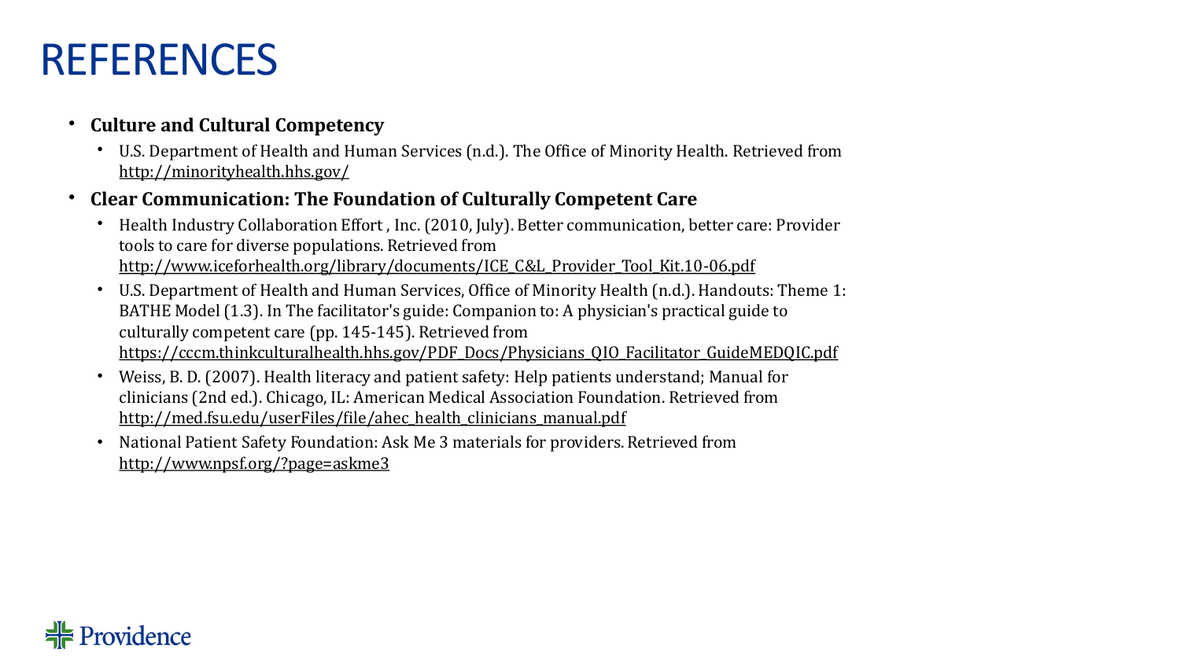# REFERENCES

- **Culture and Cultural Competency**
  - U.S. Department of Health and Human Services (n.d.). The Office of Minority Health. Retrieved from http://minorityhealth.hhs.gov/
- **Clear Communication: The Foundation of Culturally Competent Care**
  - Health Industry Collaboration Effort , Inc. (2010, July). Better communication, better care: Provider tools to care for diverse populations. Retrieved from http://www.iceforhealth.org/library/documents/ICE_C&L_Provider_Tool_Kit.10-06.pdf
  - U.S. Department of Health and Human Services, Office of Minority Health (n.d.). Handouts: Theme 1: BATHE Model (1.3). In The facilitator's guide: Companion to: A physician's practical guide to culturally competent care (pp. 145-145). Retrieved from https://cccm.thinkculturalhealth.hhs.gov/PDF_Docs/Physicians_QIO_Facilitator_GuideMEDQIC.pdf
  - Weiss, B. D. (2007). Health literacy and patient safety: Help patients understand; Manual for clinicians (2nd ed.). Chicago, IL: American Medical Association Foundation. Retrieved from http://med.fsu.edu/userFiles/file/ahec_health_clinicians_manual.pdf
  - National Patient Safety Foundation: Ask Me 3 materials for providers. Retrieved from http://www.npsf.org/?page=askme3